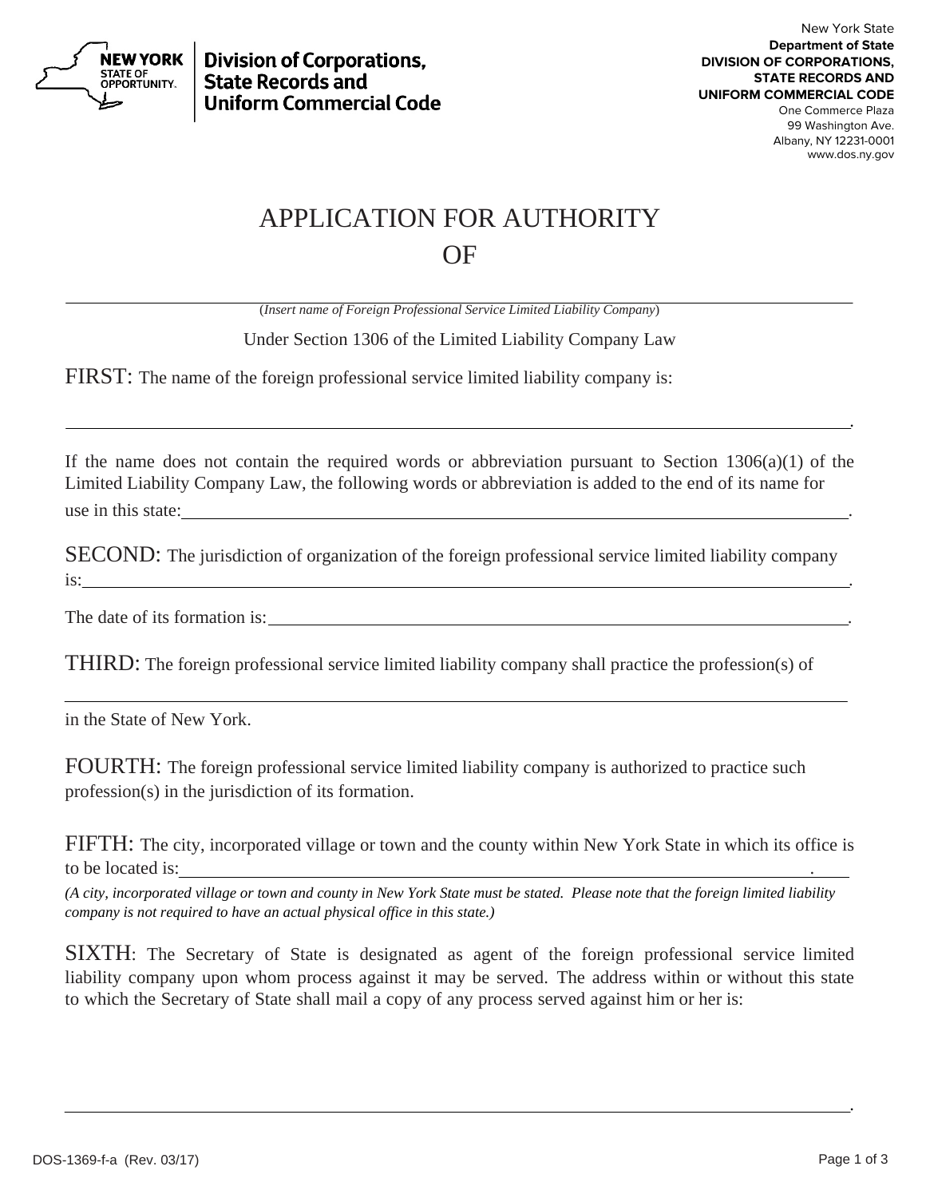New York State
**Department of State**
**DIVISION OF CORPORATIONS, STATE RECORDS AND UNIFORM COMMERCIAL CODE**
One Commerce Plaza
99 Washington Ave.
Albany, NY 12231-0001
www.dos.ny.gov

**NEW YORK STATE OF OPPORTUNITY.** | **Division of Corporations, State Records and Uniform Commercial Code**

# APPLICATION FOR AUTHORITY OF

______________________________________________________________________

(*Insert name of Foreign Professional Service Limited Liability Company*)

Under Section 1306 of the Limited Liability Company Law

FIRST: The name of the foreign professional service limited liability company is:

______________________________________________________________________.

If the name does not contain the required words or abbreviation pursuant to Section 1306(a)(1) of the Limited Liability Company Law, the following words or abbreviation is added to the end of its name for use in this state:______________________________________________________________________.

SECOND: The jurisdiction of organization of the foreign professional service limited liability company is:______________________________________________________________________.

The date of its formation is:______________________________________________________________________.

THIRD: The foreign professional service limited liability company shall practice the profession(s) of

______________________________________________________________________

in the State of New York.

FOURTH: The foreign professional service limited liability company is authorized to practice such profession(s) in the jurisdiction of its formation.

FIFTH: The city, incorporated village or town and the county within New York State in which its office is to be located is:______________________________________________________________________.

*(A city, incorporated village or town and county in New York State must be stated. Please note that the foreign limited liability company is not required to have an actual physical office in this state.)*

SIXTH: The Secretary of State is designated as agent of the foreign professional service limited liability company upon whom process against it may be served. The address within or without this state to which the Secretary of State shall mail a copy of any process served against him or her is:

______________________________________________________________________.

DOS-1369-f-a (Rev. 03/17)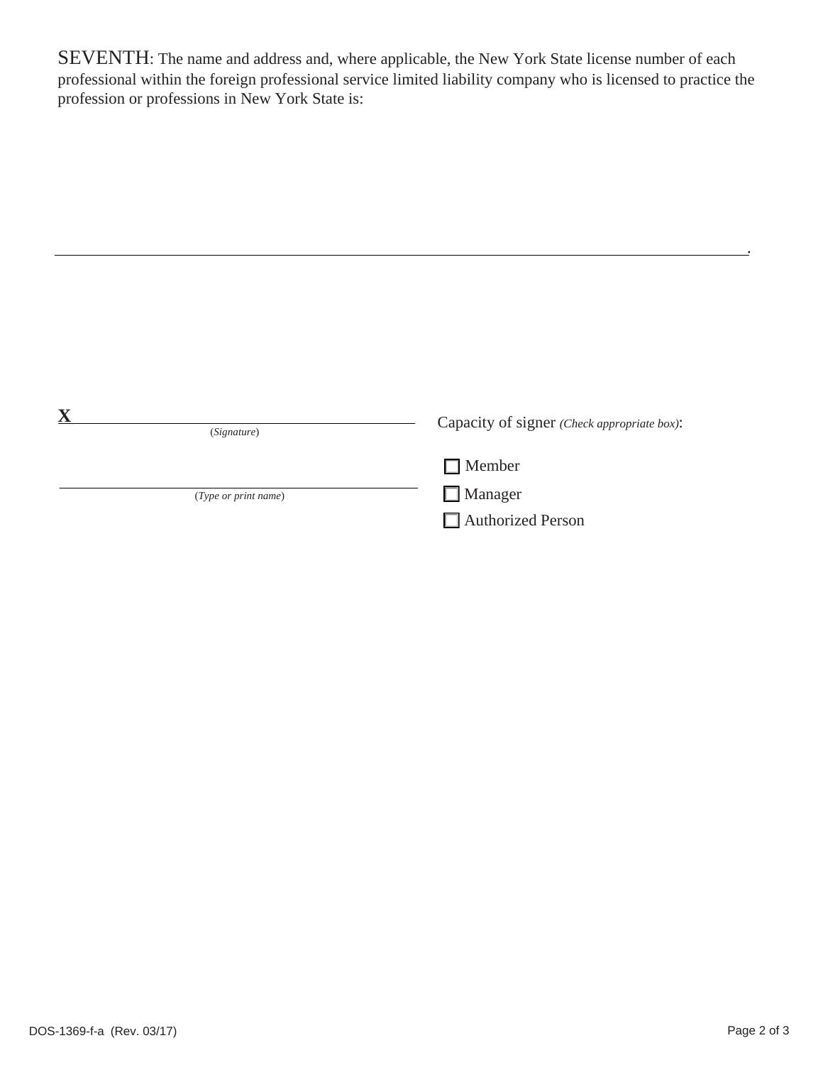SEVENTH: The name and address and, where applicable, the New York State license number of each professional within the foreign professional service limited liability company who is licensed to practice the profession or professions in New York State is:

\_\_\_\_\_\_\_\_\_\_\_\_\_\_\_\_\_\_\_\_\_\_\_\_\_\_\_\_\_\_\_\_\_\_\_\_\_\_\_\_\_\_\_\_\_\_\_\_\_\_\_\_\_\_\_\_\_\_\_\_\_\_\_\_\_\_\_\_\_\_\_\_\_\_\_\_\_\_\_\_\_\_.

**X** \_\_\_\_\_\_\_\_\_\_\_\_\_\_\_\_\_\_\_\_\_\_\_\_\_\_\_\_\_\_\_\_\_\_\_\_\_\_\_\_\_\_\_\_
(*Signature*)

\_\_\_\_\_\_\_\_\_\_\_\_\_\_\_\_\_\_\_\_\_\_\_\_\_\_\_\_\_\_\_\_\_\_\_\_\_\_\_\_\_\_\_\_
(*Type or print name*)

Capacity of signer *(Check appropriate box)*:

- ☐ Member
- ☐ Manager
- ☐ Authorized Person

DOS-1369-f-a (Rev. 03/17)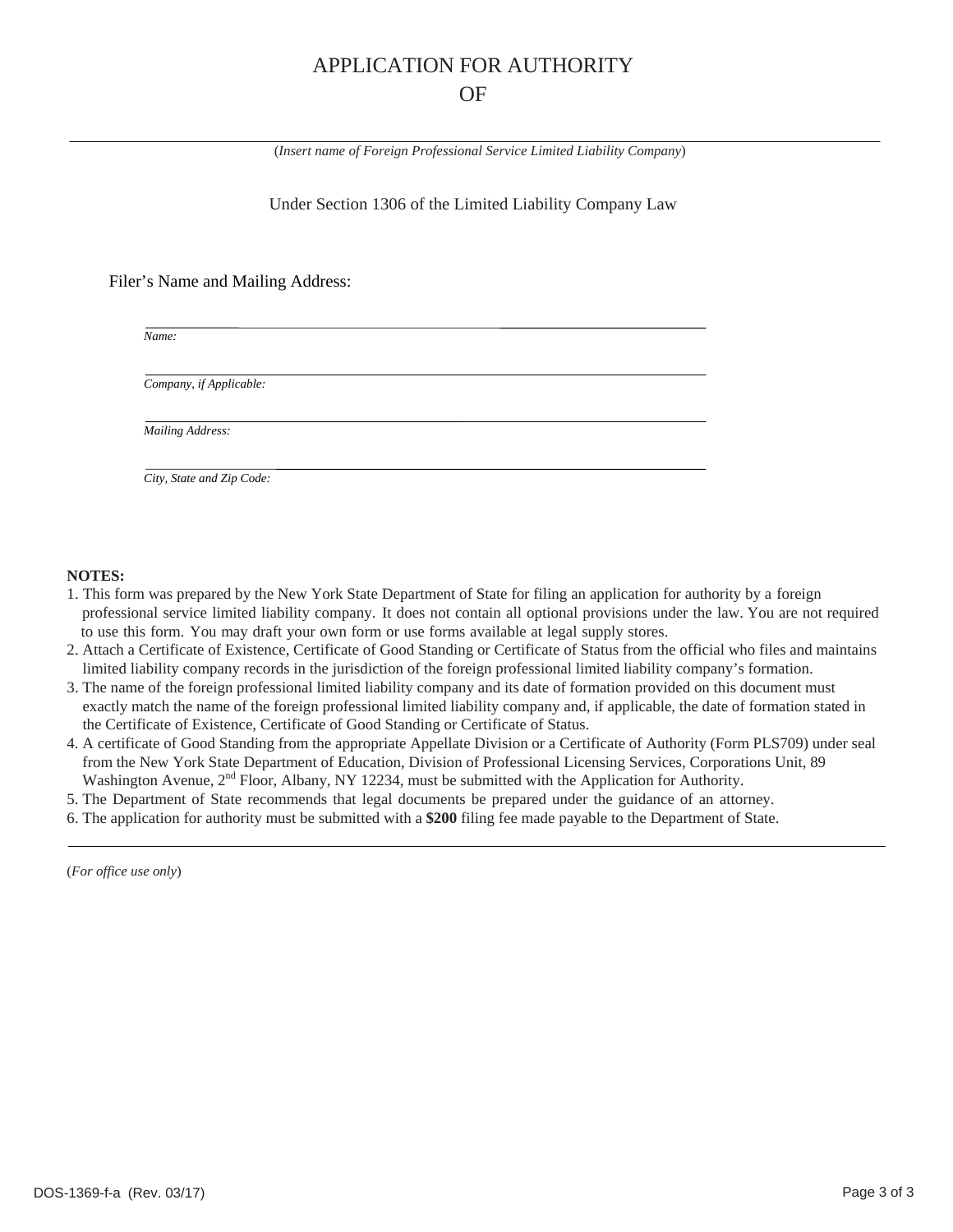# APPLICATION FOR AUTHORITY
# OF

\_\_\_\_\_\_\_\_\_\_\_\_\_\_\_\_\_\_\_\_\_\_\_\_\_\_\_\_\_\_\_\_\_\_\_\_\_\_\_\_\_\_\_\_\_\_\_\_\_\_\_\_\_\_\_\_\_\_\_\_\_\_\_\_\_\_\_\_\_\_\_\_\_\_\_\_

(*Insert name of Foreign Professional Service Limited Liability Company*)

Under Section 1306 of the Limited Liability Company Law

Filer's Name and Mailing Address:

\_\_\_\_\_\_\_\_\_\_\_\_\_\_\_\_\_\_\_\_\_\_\_\_\_\_\_\_\_\_\_\_\_\_\_\_\_\_\_\_\_\_\_\_\_\_\_\_\_\_\_\_\_\_\_\_

*Name:*

\_\_\_\_\_\_\_\_\_\_\_\_\_\_\_\_\_\_\_\_\_\_\_\_\_\_\_\_\_\_\_\_\_\_\_\_\_\_\_\_\_\_\_\_\_\_\_\_\_\_\_\_\_\_\_\_

*Company, if Applicable:*

\_\_\_\_\_\_\_\_\_\_\_\_\_\_\_\_\_\_\_\_\_\_\_\_\_\_\_\_\_\_\_\_\_\_\_\_\_\_\_\_\_\_\_\_\_\_\_\_\_\_\_\_\_\_\_\_

*Mailing Address:*

\_\_\_\_\_\_\_\_\_\_\_\_\_\_\_\_\_\_\_\_\_\_\_\_\_\_\_\_\_\_\_\_\_\_\_\_\_\_\_\_\_\_\_\_\_\_\_\_\_\_\_\_\_\_\_\_

*City, State and Zip Code:*

**NOTES:**

1. This form was prepared by the New York State Department of State for filing an application for authority by a foreign professional service limited liability company. It does not contain all optional provisions under the law. You are not required to use this form. You may draft your own form or use forms available at legal supply stores.
2. Attach a Certificate of Existence, Certificate of Good Standing or Certificate of Status from the official who files and maintains limited liability company records in the jurisdiction of the foreign professional limited liability company's formation.
3. The name of the foreign professional limited liability company and its date of formation provided on this document must exactly match the name of the foreign professional limited liability company and, if applicable, the date of formation stated in the Certificate of Existence, Certificate of Good Standing or Certificate of Status.
4. A certificate of Good Standing from the appropriate Appellate Division or a Certificate of Authority (Form PLS709) under seal from the New York State Department of Education, Division of Professional Licensing Services, Corporations Unit, 89 Washington Avenue, 2nd Floor, Albany, NY 12234, must be submitted with the Application for Authority.
5. The Department of State recommends that legal documents be prepared under the guidance of an attorney.
6. The application for authority must be submitted with a **$200** filing fee made payable to the Department of State.

---

(*For office use only*)

DOS-1369-f-a (Rev. 03/17)